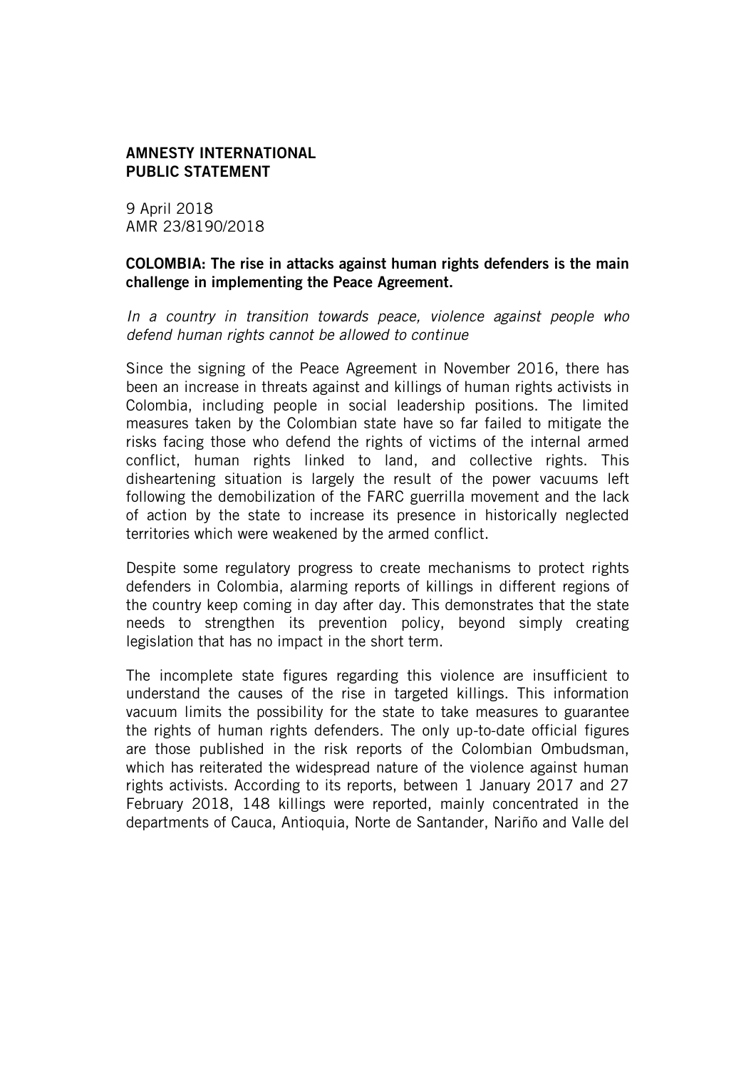**AMNESTY INTERNATIONAL**
**PUBLIC STATEMENT**

9 April 2018
AMR 23/8190/2018

# COLOMBIA: The rise in attacks against human rights defenders is the main challenge in implementing the Peace Agreement.

*In a country in transition towards peace, violence against people who defend human rights cannot be allowed to continue*

Since the signing of the Peace Agreement in November 2016, there has been an increase in threats against and killings of human rights activists in Colombia, including people in social leadership positions. The limited measures taken by the Colombian state have so far failed to mitigate the risks facing those who defend the rights of victims of the internal armed conflict, human rights linked to land, and collective rights. This disheartening situation is largely the result of the power vacuums left following the demobilization of the FARC guerrilla movement and the lack of action by the state to increase its presence in historically neglected territories which were weakened by the armed conflict.

Despite some regulatory progress to create mechanisms to protect rights defenders in Colombia, alarming reports of killings in different regions of the country keep coming in day after day. This demonstrates that the state needs to strengthen its prevention policy, beyond simply creating legislation that has no impact in the short term.

The incomplete state figures regarding this violence are insufficient to understand the causes of the rise in targeted killings. This information vacuum limits the possibility for the state to take measures to guarantee the rights of human rights defenders. The only up-to-date official figures are those published in the risk reports of the Colombian Ombudsman, which has reiterated the widespread nature of the violence against human rights activists. According to its reports, between 1 January 2017 and 27 February 2018, 148 killings were reported, mainly concentrated in the departments of Cauca, Antioquia, Norte de Santander, Nariño and Valle del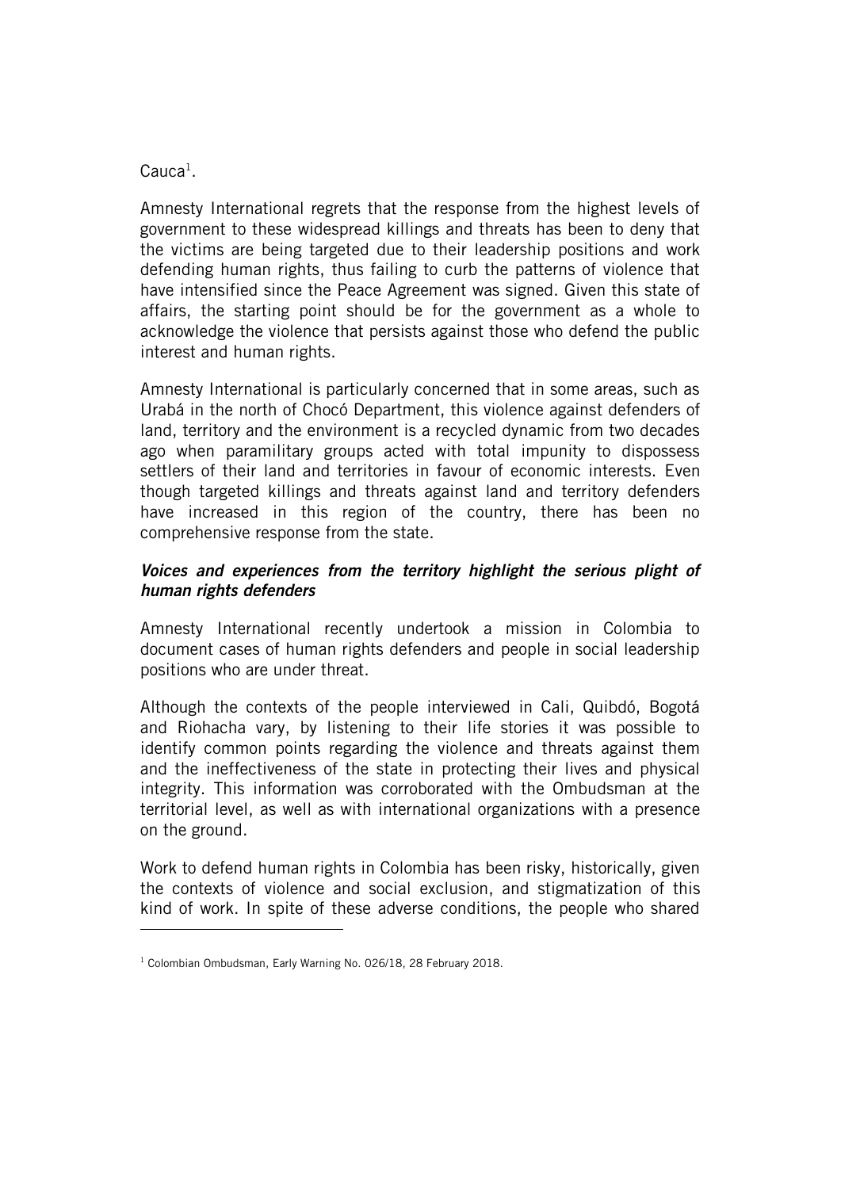Cauca[1].

Amnesty International regrets that the response from the highest levels of government to these widespread killings and threats has been to deny that the victims are being targeted due to their leadership positions and work defending human rights, thus failing to curb the patterns of violence that have intensified since the Peace Agreement was signed. Given this state of affairs, the starting point should be for the government as a whole to acknowledge the violence that persists against those who defend the public interest and human rights.

Amnesty International is particularly concerned that in some areas, such as Urabá in the north of Chocó Department, this violence against defenders of land, territory and the environment is a recycled dynamic from two decades ago when paramilitary groups acted with total impunity to dispossess settlers of their land and territories in favour of economic interests. Even though targeted killings and threats against land and territory defenders have increased in this region of the country, there has been no comprehensive response from the state.

***Voices and experiences from the territory highlight the serious plight of human rights defenders***

Amnesty International recently undertook a mission in Colombia to document cases of human rights defenders and people in social leadership positions who are under threat.

Although the contexts of the people interviewed in Cali, Quibdó, Bogotá and Riohacha vary, by listening to their life stories it was possible to identify common points regarding the violence and threats against them and the ineffectiveness of the state in protecting their lives and physical integrity. This information was corroborated with the Ombudsman at the territorial level, as well as with international organizations with a presence on the ground.

Work to defend human rights in Colombia has been risky, historically, given the contexts of violence and social exclusion, and stigmatization of this kind of work. In spite of these adverse conditions, the people who shared

---

[1] Colombian Ombudsman, Early Warning No. 026/18, 28 February 2018.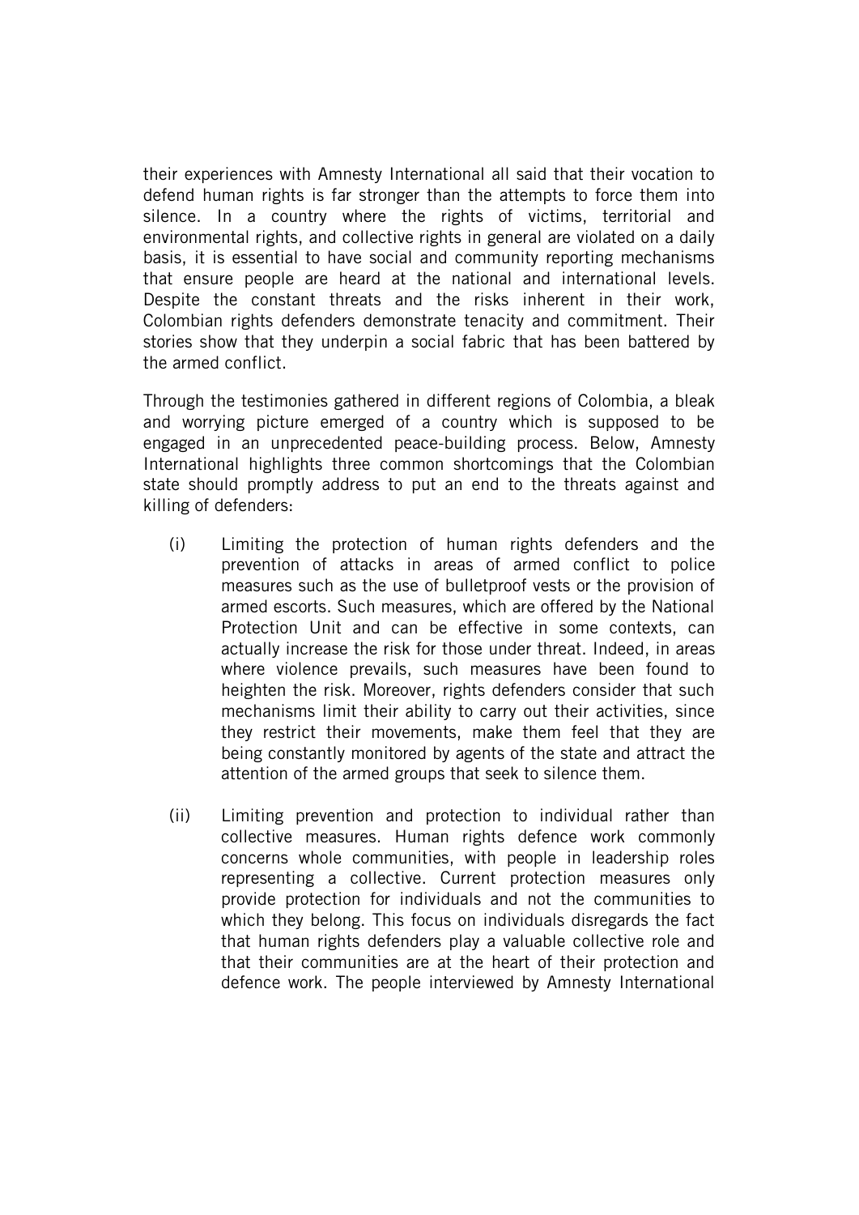their experiences with Amnesty International all said that their vocation to defend human rights is far stronger than the attempts to force them into silence. In a country where the rights of victims, territorial and environmental rights, and collective rights in general are violated on a daily basis, it is essential to have social and community reporting mechanisms that ensure people are heard at the national and international levels. Despite the constant threats and the risks inherent in their work, Colombian rights defenders demonstrate tenacity and commitment. Their stories show that they underpin a social fabric that has been battered by the armed conflict.

Through the testimonies gathered in different regions of Colombia, a bleak and worrying picture emerged of a country which is supposed to be engaged in an unprecedented peace-building process. Below, Amnesty International highlights three common shortcomings that the Colombian state should promptly address to put an end to the threats against and killing of defenders:

(i) Limiting the protection of human rights defenders and the prevention of attacks in areas of armed conflict to police measures such as the use of bulletproof vests or the provision of armed escorts. Such measures, which are offered by the National Protection Unit and can be effective in some contexts, can actually increase the risk for those under threat. Indeed, in areas where violence prevails, such measures have been found to heighten the risk. Moreover, rights defenders consider that such mechanisms limit their ability to carry out their activities, since they restrict their movements, make them feel that they are being constantly monitored by agents of the state and attract the attention of the armed groups that seek to silence them.

(ii) Limiting prevention and protection to individual rather than collective measures. Human rights defence work commonly concerns whole communities, with people in leadership roles representing a collective. Current protection measures only provide protection for individuals and not the communities to which they belong. This focus on individuals disregards the fact that human rights defenders play a valuable collective role and that their communities are at the heart of their protection and defence work. The people interviewed by Amnesty International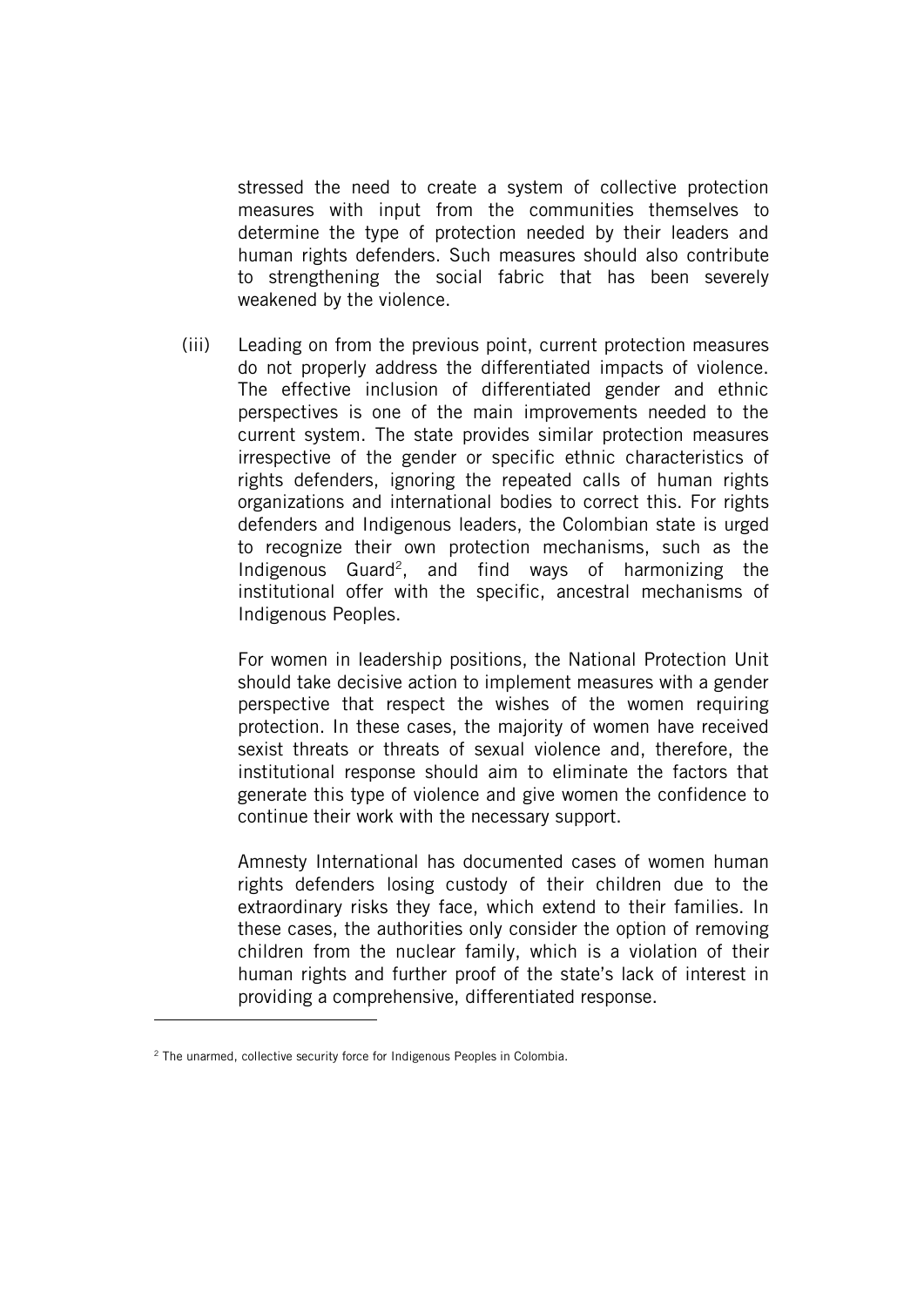stressed the need to create a system of collective protection measures with input from the communities themselves to determine the type of protection needed by their leaders and human rights defenders. Such measures should also contribute to strengthening the social fabric that has been severely weakened by the violence.

(iii) Leading on from the previous point, current protection measures do not properly address the differentiated impacts of violence. The effective inclusion of differentiated gender and ethnic perspectives is one of the main improvements needed to the current system. The state provides similar protection measures irrespective of the gender or specific ethnic characteristics of rights defenders, ignoring the repeated calls of human rights organizations and international bodies to correct this. For rights defenders and Indigenous leaders, the Colombian state is urged to recognize their own protection mechanisms, such as the Indigenous Guard[2], and find ways of harmonizing the institutional offer with the specific, ancestral mechanisms of Indigenous Peoples.

For women in leadership positions, the National Protection Unit should take decisive action to implement measures with a gender perspective that respect the wishes of the women requiring protection. In these cases, the majority of women have received sexist threats or threats of sexual violence and, therefore, the institutional response should aim to eliminate the factors that generate this type of violence and give women the confidence to continue their work with the necessary support.

Amnesty International has documented cases of women human rights defenders losing custody of their children due to the extraordinary risks they face, which extend to their families. In these cases, the authorities only consider the option of removing children from the nuclear family, which is a violation of their human rights and further proof of the state's lack of interest in providing a comprehensive, differentiated response.

[2] The unarmed, collective security force for Indigenous Peoples in Colombia.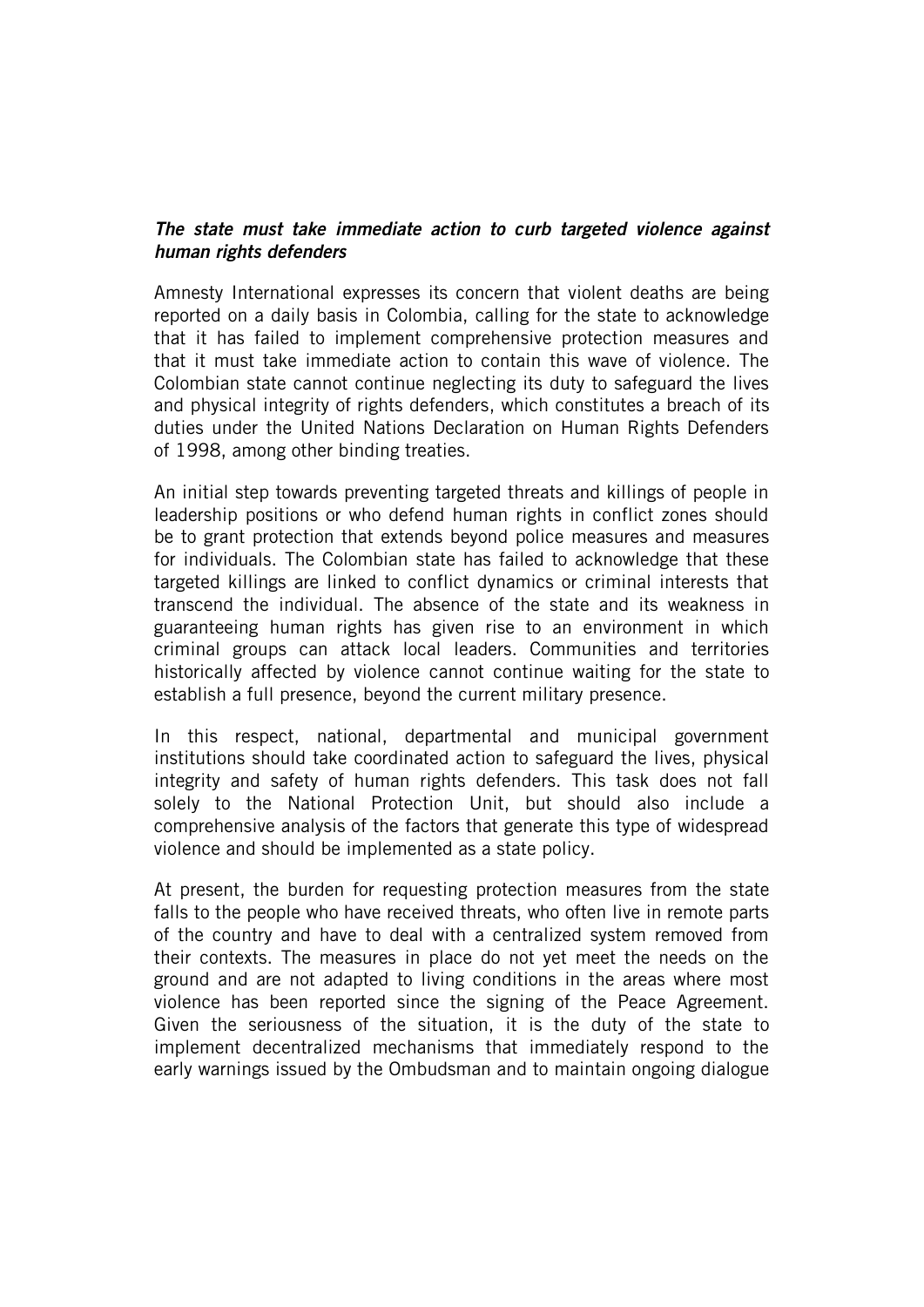***The state must take immediate action to curb targeted violence against human rights defenders***

Amnesty International expresses its concern that violent deaths are being reported on a daily basis in Colombia, calling for the state to acknowledge that it has failed to implement comprehensive protection measures and that it must take immediate action to contain this wave of violence. The Colombian state cannot continue neglecting its duty to safeguard the lives and physical integrity of rights defenders, which constitutes a breach of its duties under the United Nations Declaration on Human Rights Defenders of 1998, among other binding treaties.

An initial step towards preventing targeted threats and killings of people in leadership positions or who defend human rights in conflict zones should be to grant protection that extends beyond police measures and measures for individuals. The Colombian state has failed to acknowledge that these targeted killings are linked to conflict dynamics or criminal interests that transcend the individual. The absence of the state and its weakness in guaranteeing human rights has given rise to an environment in which criminal groups can attack local leaders. Communities and territories historically affected by violence cannot continue waiting for the state to establish a full presence, beyond the current military presence.

In this respect, national, departmental and municipal government institutions should take coordinated action to safeguard the lives, physical integrity and safety of human rights defenders. This task does not fall solely to the National Protection Unit, but should also include a comprehensive analysis of the factors that generate this type of widespread violence and should be implemented as a state policy.

At present, the burden for requesting protection measures from the state falls to the people who have received threats, who often live in remote parts of the country and have to deal with a centralized system removed from their contexts. The measures in place do not yet meet the needs on the ground and are not adapted to living conditions in the areas where most violence has been reported since the signing of the Peace Agreement. Given the seriousness of the situation, it is the duty of the state to implement decentralized mechanisms that immediately respond to the early warnings issued by the Ombudsman and to maintain ongoing dialogue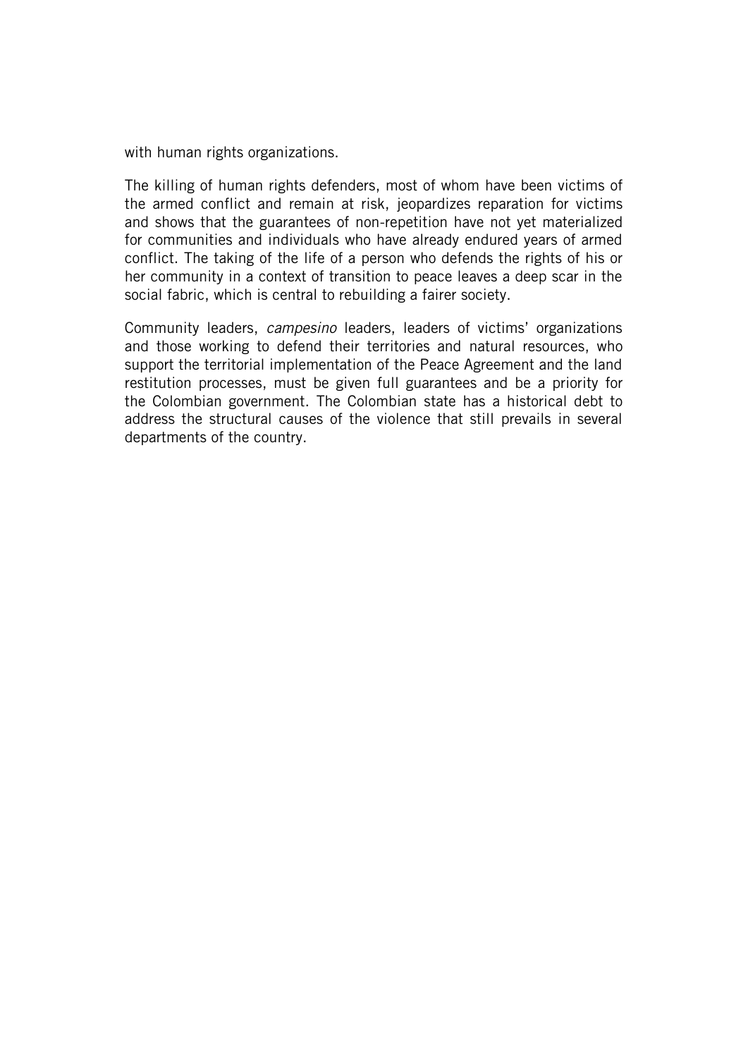with human rights organizations.

The killing of human rights defenders, most of whom have been victims of the armed conflict and remain at risk, jeopardizes reparation for victims and shows that the guarantees of non-repetition have not yet materialized for communities and individuals who have already endured years of armed conflict. The taking of the life of a person who defends the rights of his or her community in a context of transition to peace leaves a deep scar in the social fabric, which is central to rebuilding a fairer society.

Community leaders, *campesino* leaders, leaders of victims' organizations and those working to defend their territories and natural resources, who support the territorial implementation of the Peace Agreement and the land restitution processes, must be given full guarantees and be a priority for the Colombian government. The Colombian state has a historical debt to address the structural causes of the violence that still prevails in several departments of the country.